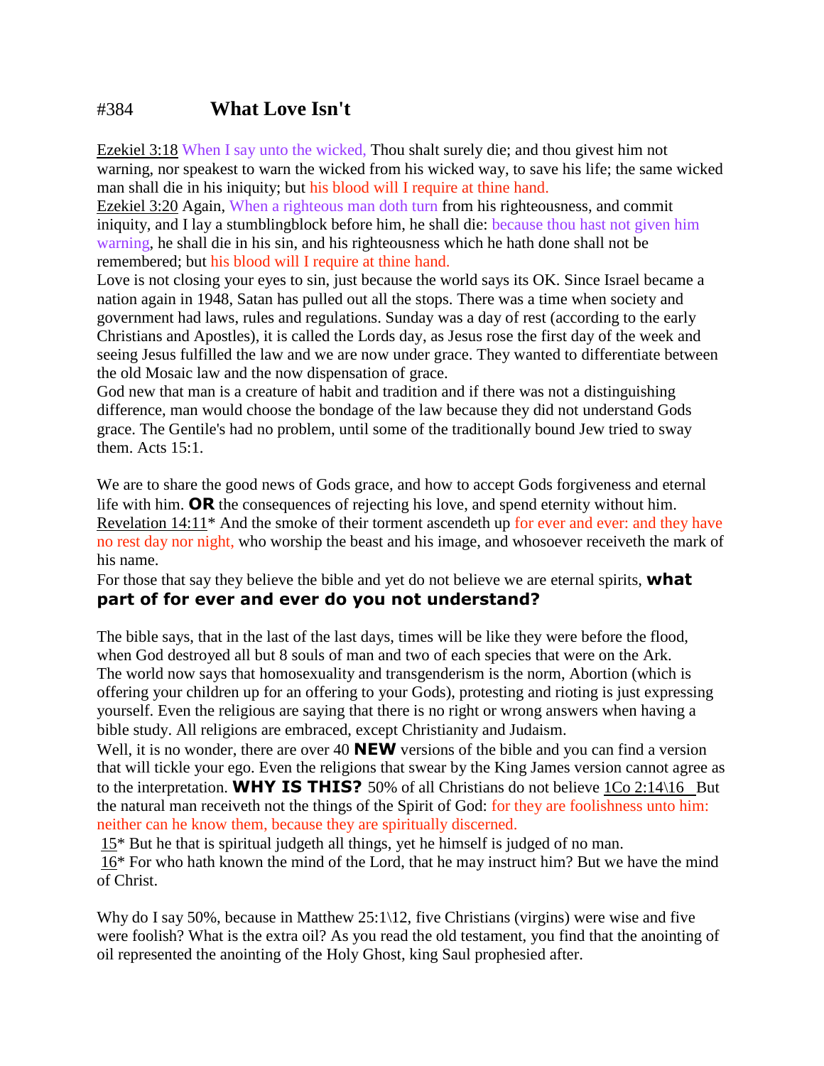# #384 What Love Isn't

Ezekiel 3:18 When I say unto the wicked, Thou shalt surely die; and thou givest him not warning, nor speakest to warn the wicked from his wicked way, to save his life; the same wicked man shall die in his iniquity; but his blood will I require at thine hand.

Ezekiel 3:20 Again, When a righteous man doth turn from his righteousness, and commit iniquity, and I lay a stumblingblock before him, he shall die: because thou hast not given him warning, he shall die in his sin, and his righteousness which he hath done shall not be remembered; but his blood will I require at thine hand.

Love is not closing your eyes to sin, just because the world says its OK. Since Israel became a nation again in 1948, Satan has pulled out all the stops. There was a time when society and government had laws, rules and regulations. Sunday was a day of rest (according to the early Christians and Apostles), it is called the Lords day, as Jesus rose the first day of the week and seeing Jesus fulfilled the law and we are now under grace. They wanted to differentiate between the old Mosaic law and the now dispensation of grace.

God new that man is a creature of habit and tradition and if there was not a distinguishing difference, man would choose the bondage of the law because they did not understand Gods grace. The Gentile's had no problem, until some of the traditionally bound Jew tried to sway them. Acts 15:1.

We are to share the good news of Gods grace, and how to accept Gods forgiveness and eternal life with him. **OR** the consequences of rejecting his love, and spend eternity without him.

Revelation 14:11* And the smoke of their torment ascendeth up for ever and ever: and they have no rest day nor night, who worship the beast and his image, and whosoever receiveth the mark of his name.

For those that say they believe the bible and yet do not believe we are eternal spirits, **what part of for ever and ever do you not understand?**

The bible says, that in the last of the last days, times will be like they were before the flood, when God destroyed all but 8 souls of man and two of each species that were on the Ark.

The world now says that homosexuality and transgenderism is the norm, Abortion (which is offering your children up for an offering to your Gods), protesting and rioting is just expressing yourself. Even the religious are saying that there is no right or wrong answers when having a bible study. All religions are embraced, except Christianity and Judaism.

Well, it is no wonder, there are over 40 **NEW** versions of the bible and you can find a version that will tickle your ego. Even the religions that swear by the King James version cannot agree as to the interpretation. **WHY IS THIS?** 50% of all Christians do not believe 1Co 2:14\16  But the natural man receiveth not the things of the Spirit of God: for they are foolishness unto him: neither can he know them, because they are spiritually discerned.

15* But he that is spiritual judgeth all things, yet he himself is judged of no man.

16* For who hath known the mind of the Lord, that he may instruct him? But we have the mind of Christ.

Why do I say 50%, because in Matthew 25:1\12, five Christians (virgins) were wise and five were foolish? What is the extra oil? As you read the old testament, you find that the anointing of oil represented the anointing of the Holy Ghost, king Saul prophesied after.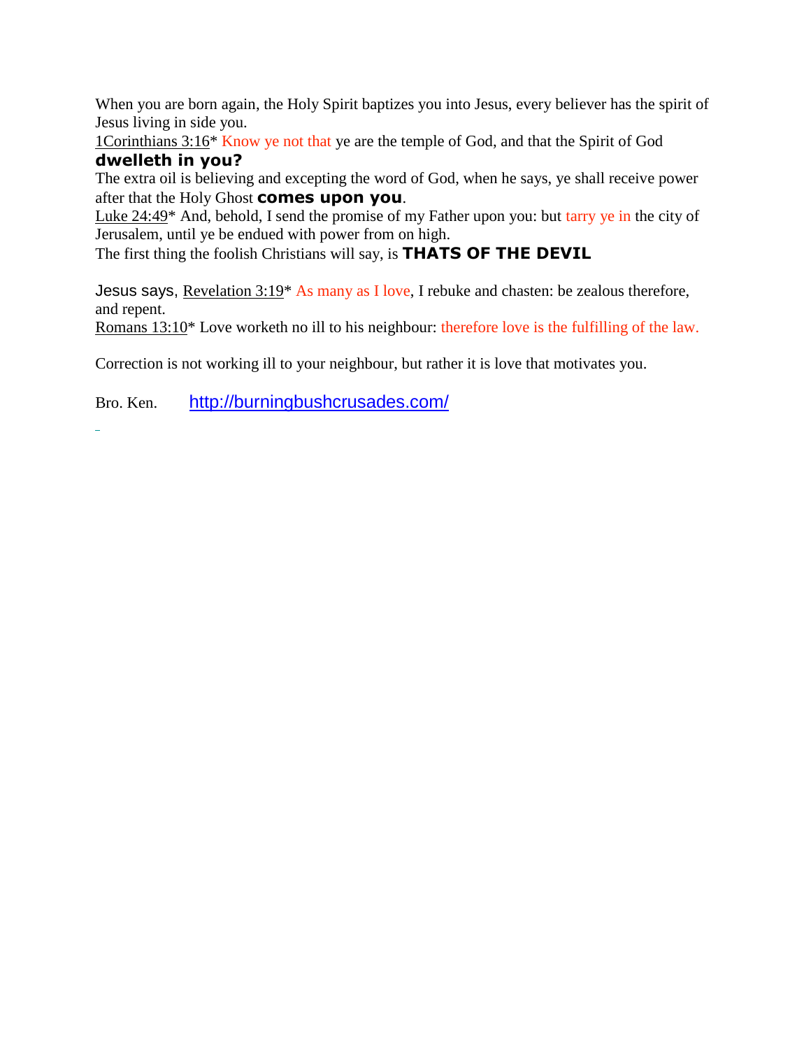When you are born again, the Holy Spirit baptizes you into Jesus, every believer has the spirit of Jesus living in side you.

1Corinthians 3:16* Know ye not that ye are the temple of God, and that the Spirit of God **dwelleth in you?**

The extra oil is believing and excepting the word of God, when he says, ye shall receive power after that the Holy Ghost **comes upon you**.

Luke 24:49* And, behold, I send the promise of my Father upon you: but tarry ye in the city of Jerusalem, until ye be endued with power from on high.

The first thing the foolish Christians will say, is **THATS OF THE DEVIL**

Jesus says, Revelation 3:19* As many as I love, I rebuke and chasten: be zealous therefore, and repent.

Romans 13:10* Love worketh no ill to his neighbour: therefore love is the fulfilling of the law.

Correction is not working ill to your neighbour, but rather it is love that motivates you.

Bro. Ken. http://burningbushcrusades.com/